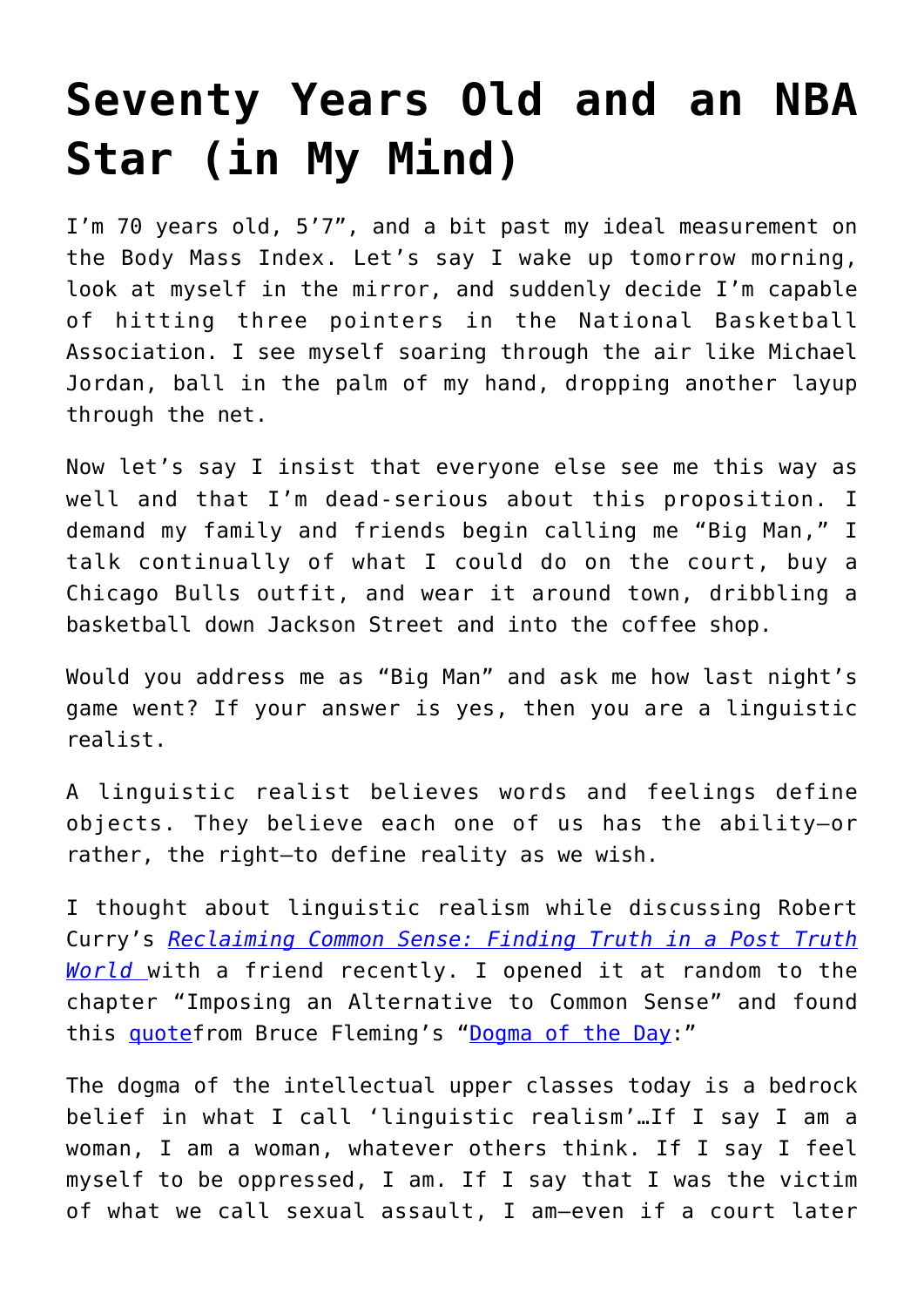# Seventy Years Old and an NBA Star (in My Mind)

I'm 70 years old, 5'7", and a bit past my ideal measurement on the Body Mass Index. Let's say I wake up tomorrow morning, look at myself in the mirror, and suddenly decide I'm capable of hitting three pointers in the National Basketball Association. I see myself soaring through the air like Michael Jordan, ball in the palm of my hand, dropping another layup through the net.

Now let's say I insist that everyone else see me this way as well and that I'm dead-serious about this proposition. I demand my family and friends begin calling me "Big Man," I talk continually of what I could do on the court, buy a Chicago Bulls outfit, and wear it around town, dribbling a basketball down Jackson Street and into the coffee shop.

Would you address me as "Big Man" and ask me how last night's game went? If your answer is yes, then you are a linguistic realist.

A linguistic realist believes words and feelings define objects. They believe each one of us has the ability—or rather, the right—to define reality as we wish.

I thought about linguistic realism while discussing Robert Curry's *Reclaiming Common Sense: Finding Truth in a Post Truth World* with a friend recently. I opened it at random to the chapter "Imposing an Alternative to Common Sense" and found this quotefrom Bruce Fleming's "Dogma of the Day:"

The dogma of the intellectual upper classes today is a bedrock belief in what I call 'linguistic realism'…If I say I am a woman, I am a woman, whatever others think. If I say I feel myself to be oppressed, I am. If I say that I was the victim of what we call sexual assault, I am—even if a court later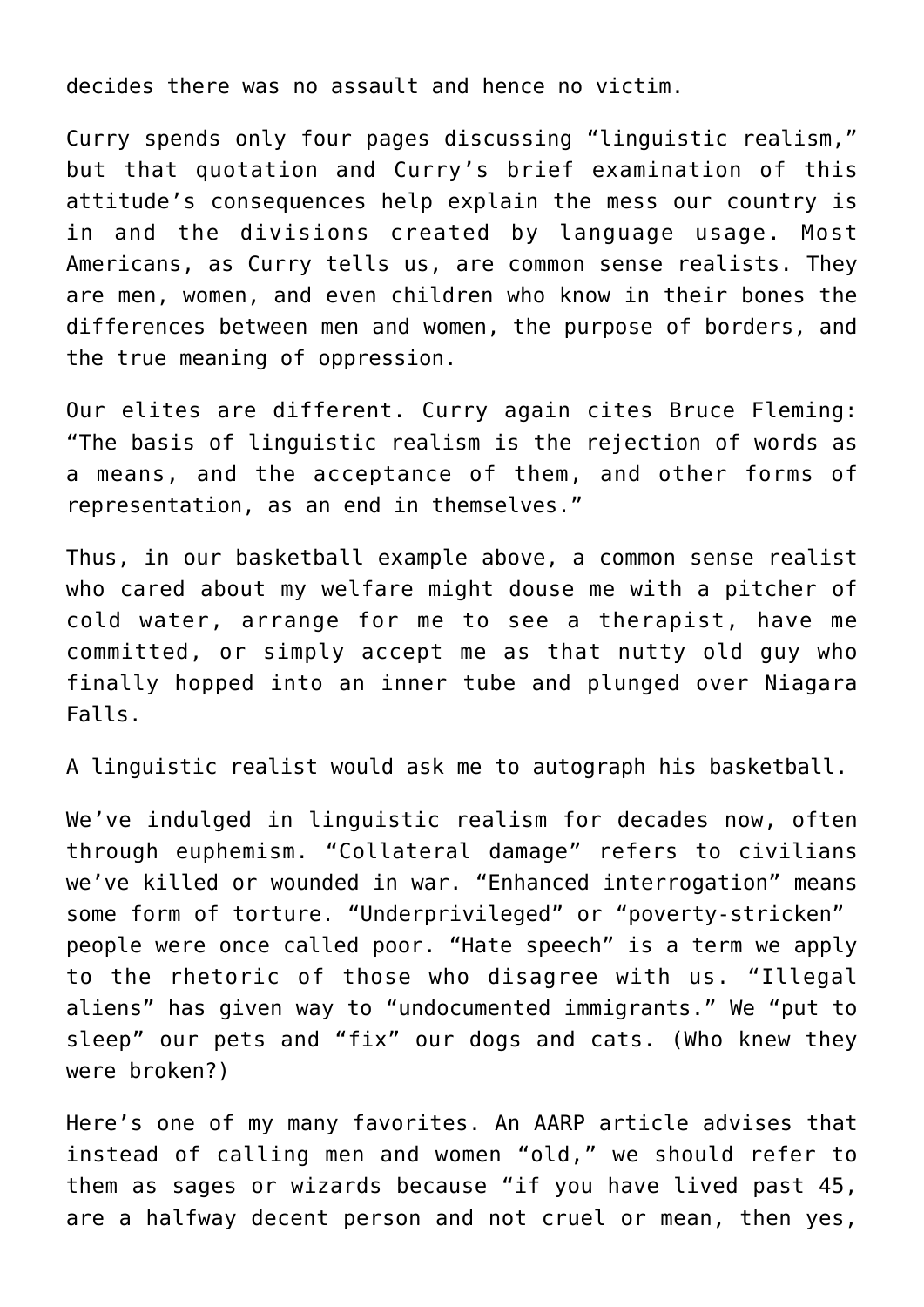decides there was no assault and hence no victim.

Curry spends only four pages discussing "linguistic realism," but that quotation and Curry's brief examination of this attitude's consequences help explain the mess our country is in and the divisions created by language usage. Most Americans, as Curry tells us, are common sense realists. They are men, women, and even children who know in their bones the differences between men and women, the purpose of borders, and the true meaning of oppression.

Our elites are different. Curry again cites Bruce Fleming: "The basis of linguistic realism is the rejection of words as a means, and the acceptance of them, and other forms of representation, as an end in themselves."

Thus, in our basketball example above, a common sense realist who cared about my welfare might douse me with a pitcher of cold water, arrange for me to see a therapist, have me committed, or simply accept me as that nutty old guy who finally hopped into an inner tube and plunged over Niagara Falls.

A linguistic realist would ask me to autograph his basketball.

We've indulged in linguistic realism for decades now, often through euphemism. "Collateral damage" refers to civilians we've killed or wounded in war. "Enhanced interrogation" means some form of torture. "Underprivileged" or "poverty-stricken" people were once called poor. "Hate speech" is a term we apply to the rhetoric of those who disagree with us. "Illegal aliens" has given way to "undocumented immigrants." We "put to sleep" our pets and "fix" our dogs and cats. (Who knew they were broken?)

Here's one of my many favorites. An AARP article advises that instead of calling men and women "old," we should refer to them as sages or wizards because "if you have lived past 45, are a halfway decent person and not cruel or mean, then yes,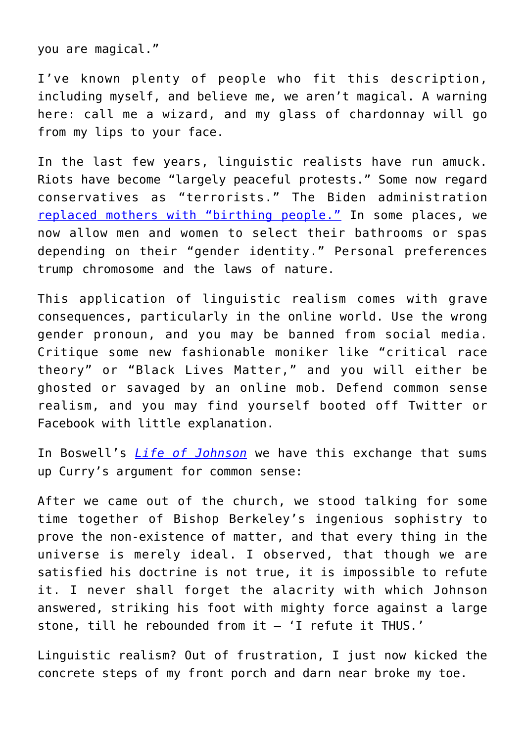you are magical."

I've known plenty of people who fit this description, including myself, and believe me, we aren't magical. A warning here: call me a wizard, and my glass of chardonnay will go from my lips to your face.

In the last few years, linguistic realists have run amuck. Riots have become "largely peaceful protests." Some now regard conservatives as "terrorists." The Biden administration replaced mothers with "birthing people." In some places, we now allow men and women to select their bathrooms or spas depending on their "gender identity." Personal preferences trump chromosome and the laws of nature.

This application of linguistic realism comes with grave consequences, particularly in the online world. Use the wrong gender pronoun, and you may be banned from social media. Critique some new fashionable moniker like "critical race theory" or "Black Lives Matter," and you will either be ghosted or savaged by an online mob. Defend common sense realism, and you may find yourself booted off Twitter or Facebook with little explanation.

In Boswell's *Life of Johnson* we have this exchange that sums up Curry's argument for common sense:

After we came out of the church, we stood talking for some time together of Bishop Berkeley's ingenious sophistry to prove the non-existence of matter, and that every thing in the universe is merely ideal. I observed, that though we are satisfied his doctrine is not true, it is impossible to refute it. I never shall forget the alacrity with which Johnson answered, striking his foot with mighty force against a large stone, till he rebounded from it – 'I refute it THUS.'

Linguistic realism? Out of frustration, I just now kicked the concrete steps of my front porch and darn near broke my toe.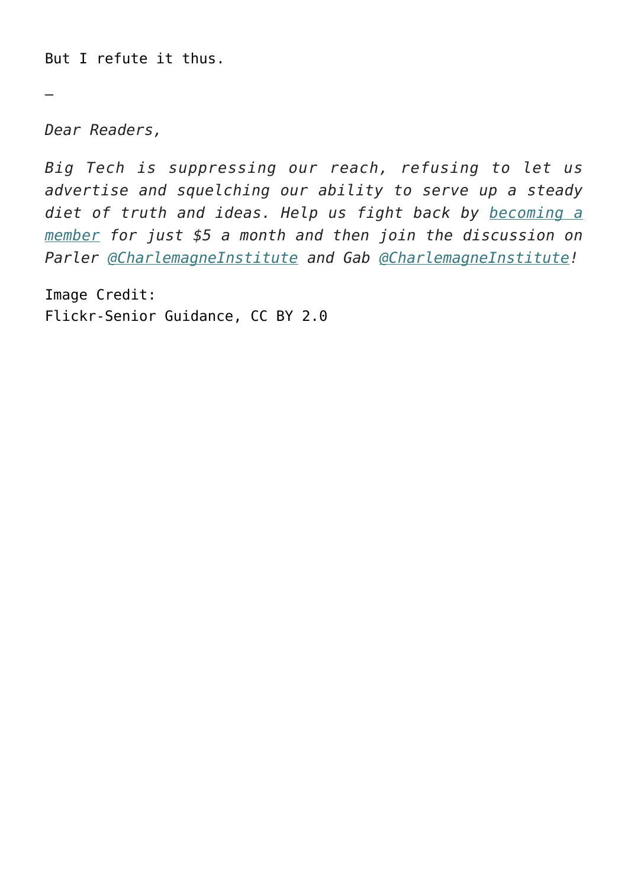But I refute it thus.

—

*Dear Readers,*

*Big Tech is suppressing our reach, refusing to let us advertise and squelching our ability to serve up a steady diet of truth and ideas. Help us fight back by [becoming a member] for just $5 a month and then join the discussion on Parler [@CharlemagneInstitute] and Gab [@CharlemagneInstitute]!*

Image Credit:
Flickr-Senior Guidance, CC BY 2.0